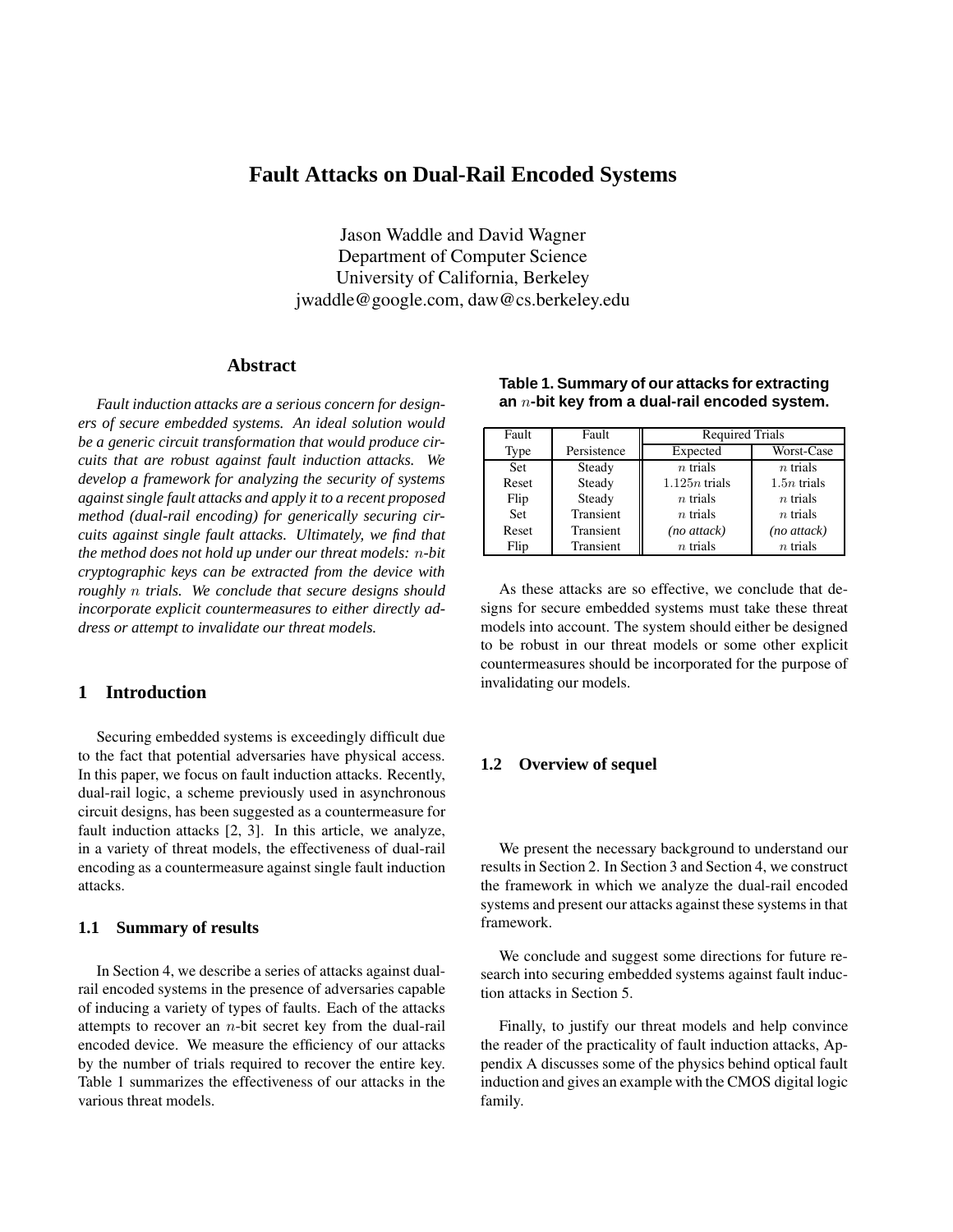# Fault Attacks on Dual-Rail Encoded Systems

Jason Waddle and David Wagner
Department of Computer Science
University of California, Berkeley
jwaddle@google.com, daw@cs.berkeley.edu

## Abstract

*Fault induction attacks are a serious concern for designers of secure embedded systems. An ideal solution would be a generic circuit transformation that would produce circuits that are robust against fault induction attacks. We develop a framework for analyzing the security of systems against single fault attacks and apply it to a recent proposed method (dual-rail encoding) for generically securing circuits against single fault attacks. Ultimately, we find that the method does not hold up under our threat models: $n$-bit cryptographic keys can be extracted from the device with roughly $n$ trials. We conclude that secure designs should incorporate explicit countermeasures to either directly address or attempt to invalidate our threat models.*

## 1 Introduction

Securing embedded systems is exceedingly difficult due to the fact that potential adversaries have physical access. In this paper, we focus on fault induction attacks. Recently, dual-rail logic, a scheme previously used in asynchronous circuit designs, has been suggested as a countermeasure for fault induction attacks [2, 3]. In this article, we analyze, in a variety of threat models, the effectiveness of dual-rail encoding as a countermeasure against single fault induction attacks.

### 1.1 Summary of results

In Section 4, we describe a series of attacks against dual-rail encoded systems in the presence of adversaries capable of inducing a variety of types of faults. Each of the attacks attempts to recover an $n$-bit secret key from the dual-rail encoded device. We measure the efficiency of our attacks by the number of trials required to recover the entire key. Table 1 summarizes the effectiveness of our attacks in the various threat models.

**Table 1. Summary of our attacks for extracting an $n$-bit key from a dual-rail encoded system.**

| Fault Type | Fault Persistence | Required Trials | |
|---|---|---|---|
| | | Expected | Worst-Case |
| Set | Steady | $n$ trials | $n$ trials |
| Reset | Steady | $1.125n$ trials | $1.5n$ trials |
| Flip | Steady | $n$ trials | $n$ trials |
| Set | Transient | $n$ trials | $n$ trials |
| Reset | Transient | *(no attack)* | *(no attack)* |
| Flip | Transient | $n$ trials | $n$ trials |

As these attacks are so effective, we conclude that designs for secure embedded systems must take these threat models into account. The system should either be designed to be robust in our threat models or some other explicit countermeasures should be incorporated for the purpose of invalidating our models.

### 1.2 Overview of sequel

We present the necessary background to understand our results in Section 2. In Section 3 and Section 4, we construct the framework in which we analyze the dual-rail encoded systems and present our attacks against these systems in that framework.

We conclude and suggest some directions for future research into securing embedded systems against fault induction attacks in Section 5.

Finally, to justify our threat models and help convince the reader of the practicality of fault induction attacks, Appendix A discusses some of the physics behind optical fault induction and gives an example with the CMOS digital logic family.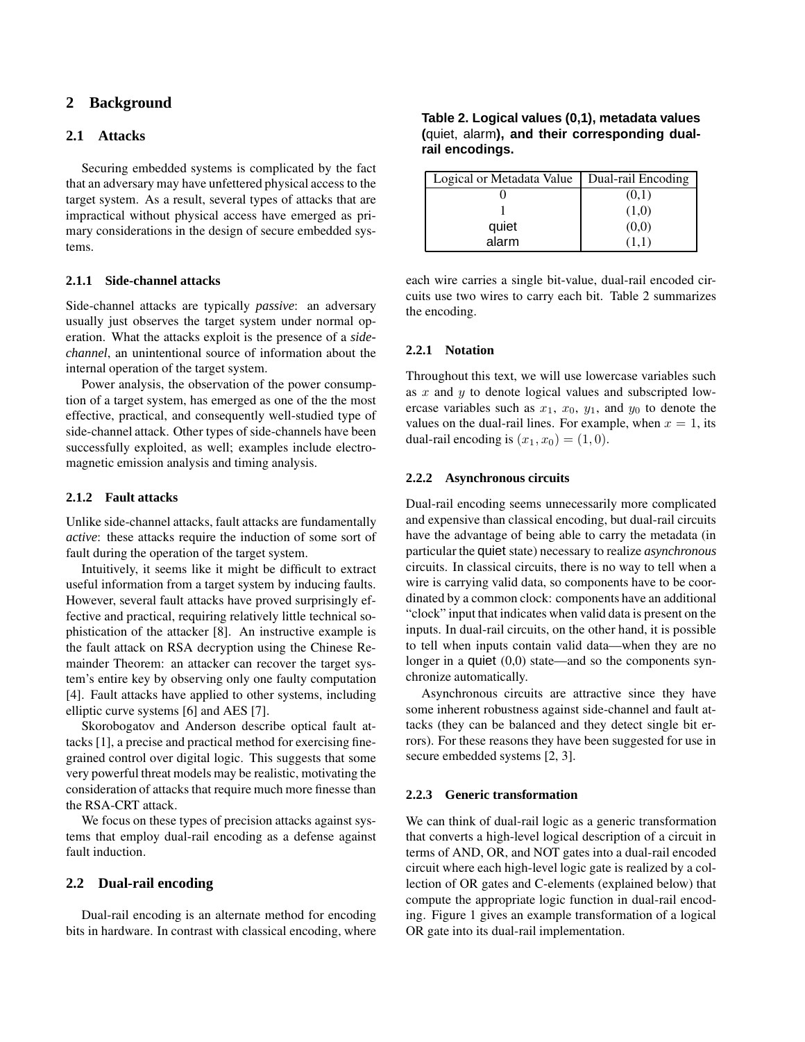## 2 Background

### 2.1 Attacks

Securing embedded systems is complicated by the fact that an adversary may have unfettered physical access to the target system. As a result, several types of attacks that are impractical without physical access have emerged as primary considerations in the design of secure embedded systems.

#### 2.1.1 Side-channel attacks

Side-channel attacks are typically *passive*: an adversary usually just observes the target system under normal operation. What the attacks exploit is the presence of a *side-channel*, an unintentional source of information about the internal operation of the target system.

Power analysis, the observation of the power consumption of a target system, has emerged as one of the the most effective, practical, and consequently well-studied type of side-channel attack. Other types of side-channels have been successfully exploited, as well; examples include electromagnetic emission analysis and timing analysis.

#### 2.1.2 Fault attacks

Unlike side-channel attacks, fault attacks are fundamentally *active*: these attacks require the induction of some sort of fault during the operation of the target system.

Intuitively, it seems like it might be difficult to extract useful information from a target system by inducing faults. However, several fault attacks have proved surprisingly effective and practical, requiring relatively little technical sophistication of the attacker [8]. An instructive example is the fault attack on RSA decryption using the Chinese Remainder Theorem: an attacker can recover the target system's entire key by observing only one faulty computation [4]. Fault attacks have applied to other systems, including elliptic curve systems [6] and AES [7].

Skorobogatov and Anderson describe optical fault attacks [1], a precise and practical method for exercising fine-grained control over digital logic. This suggests that some very powerful threat models may be realistic, motivating the consideration of attacks that require much more finesse than the RSA-CRT attack.

We focus on these types of precision attacks against systems that employ dual-rail encoding as a defense against fault induction.

### 2.2 Dual-rail encoding

Dual-rail encoding is an alternate method for encoding bits in hardware. In contrast with classical encoding, where each wire carries a single bit-value, dual-rail encoded circuits use two wires to carry each bit. Table 2 summarizes the encoding.

**Table 2. Logical values (0,1), metadata values (quiet, alarm), and their corresponding dual-rail encodings.**

| Logical or Metadata Value | Dual-rail Encoding |
|---|---|
| 0 | (0,1) |
| 1 | (1,0) |
| quiet | (0,0) |
| alarm | (1,1) |

#### 2.2.1 Notation

Throughout this text, we will use lowercase variables such as $x$ and $y$ to denote logical values and subscripted lowercase variables such as $x_1$, $x_0$, $y_1$, and $y_0$ to denote the values on the dual-rail lines. For example, when $x = 1$, its dual-rail encoding is $(x_1, x_0) = (1, 0)$.

#### 2.2.2 Asynchronous circuits

Dual-rail encoding seems unnecessarily more complicated and expensive than classical encoding, but dual-rail circuits have the advantage of being able to carry the metadata (in particular the quiet state) necessary to realize *asynchronous* circuits. In classical circuits, there is no way to tell when a wire is carrying valid data, so components have to be coordinated by a common clock: components have an additional "clock" input that indicates when valid data is present on the inputs. In dual-rail circuits, on the other hand, it is possible to tell when inputs contain valid data—when they are no longer in a quiet (0,0) state—and so the components synchronize automatically.

Asynchronous circuits are attractive since they have some inherent robustness against side-channel and fault attacks (they can be balanced and they detect single bit errors). For these reasons they have been suggested for use in secure embedded systems [2, 3].

#### 2.2.3 Generic transformation

We can think of dual-rail logic as a generic transformation that converts a high-level logical description of a circuit in terms of AND, OR, and NOT gates into a dual-rail encoded circuit where each high-level logic gate is realized by a collection of OR gates and C-elements (explained below) that compute the appropriate logic function in dual-rail encoding. Figure 1 gives an example transformation of a logical OR gate into its dual-rail implementation.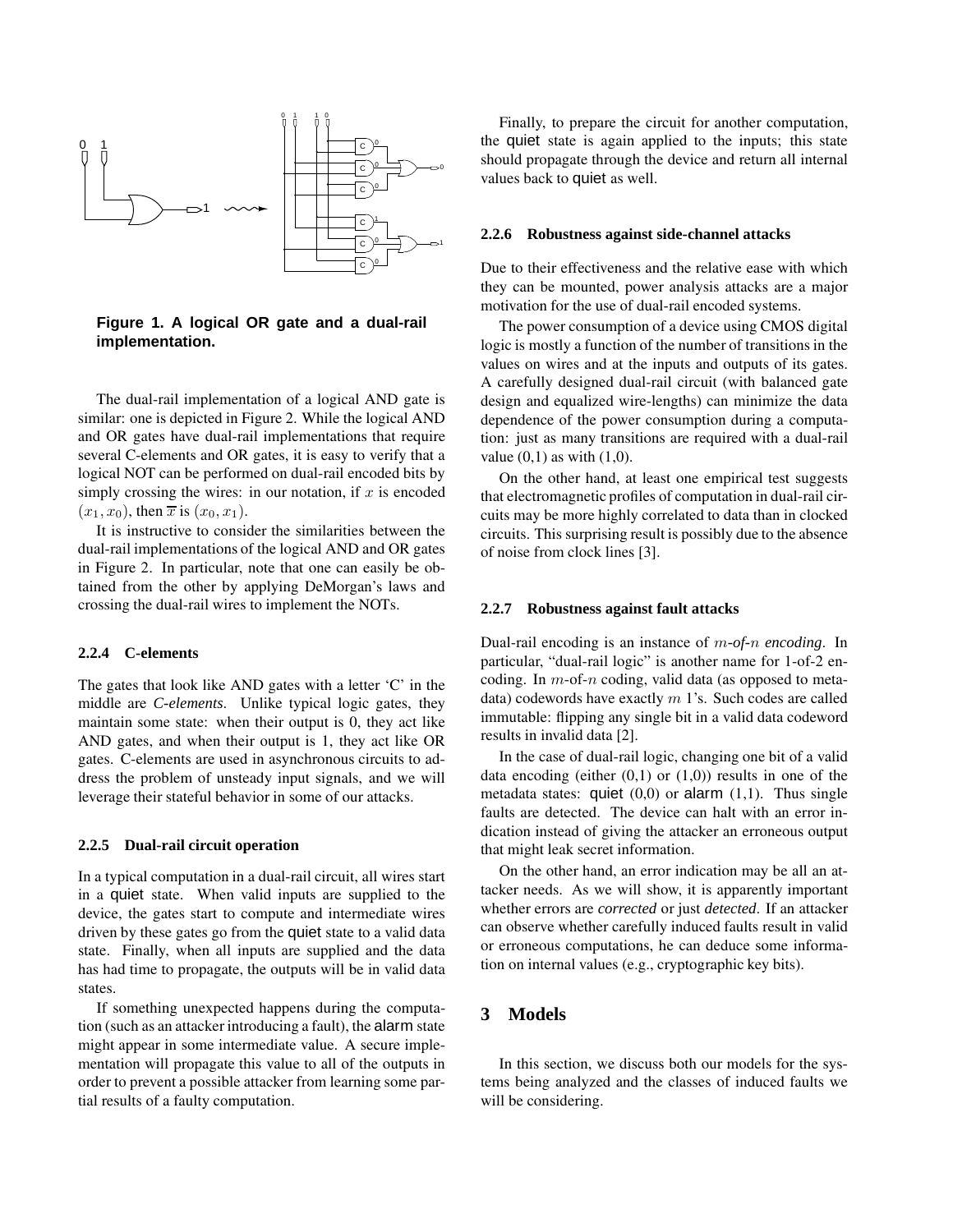**Figure 1. A logical OR gate and a dual-rail implementation.**

The dual-rail implementation of a logical AND gate is similar: one is depicted in Figure 2. While the logical AND and OR gates have dual-rail implementations that require several C-elements and OR gates, it is easy to verify that a logical NOT can be performed on dual-rail encoded bits by simply crossing the wires: in our notation, if $x$ is encoded $(x_1, x_0)$, then $\overline{x}$ is $(x_0, x_1)$.

It is instructive to consider the similarities between the dual-rail implementations of the logical AND and OR gates in Figure 2. In particular, note that one can easily be obtained from the other by applying DeMorgan's laws and crossing the dual-rail wires to implement the NOTs.

#### 2.2.4 C-elements

The gates that look like AND gates with a letter 'C' in the middle are *C-elements*. Unlike typical logic gates, they maintain some state: when their output is 0, they act like AND gates, and when their output is 1, they act like OR gates. C-elements are used in asynchronous circuits to address the problem of unsteady input signals, and we will leverage their stateful behavior in some of our attacks.

#### 2.2.5 Dual-rail circuit operation

In a typical computation in a dual-rail circuit, all wires start in a quiet state. When valid inputs are supplied to the device, the gates start to compute and intermediate wires driven by these gates go from the quiet state to a valid data state. Finally, when all inputs are supplied and the data has had time to propagate, the outputs will be in valid data states.

If something unexpected happens during the computation (such as an attacker introducing a fault), the alarm state might appear in some intermediate value. A secure implementation will propagate this value to all of the outputs in order to prevent a possible attacker from learning some partial results of a faulty computation.

Finally, to prepare the circuit for another computation, the quiet state is again applied to the inputs; this state should propagate through the device and return all internal values back to quiet as well.

#### 2.2.6 Robustness against side-channel attacks

Due to their effectiveness and the relative ease with which they can be mounted, power analysis attacks are a major motivation for the use of dual-rail encoded systems.

The power consumption of a device using CMOS digital logic is mostly a function of the number of transitions in the values on wires and at the inputs and outputs of its gates. A carefully designed dual-rail circuit (with balanced gate design and equalized wire-lengths) can minimize the data dependence of the power consumption during a computation: just as many transitions are required with a dual-rail value (0,1) as with (1,0).

On the other hand, at least one empirical test suggests that electromagnetic profiles of computation in dual-rail circuits may be more highly correlated to data than in clocked circuits. This surprising result is possibly due to the absence of noise from clock lines [3].

#### 2.2.7 Robustness against fault attacks

Dual-rail encoding is an instance of *$m$-of-$n$ encoding*. In particular, "dual-rail logic" is another name for 1-of-2 encoding. In $m$-of-$n$ coding, valid data (as opposed to metadata) codewords have exactly $m$ 1's. Such codes are called immutable: flipping any single bit in a valid data codeword results in invalid data [2].

In the case of dual-rail logic, changing one bit of a valid data encoding (either (0,1) or (1,0)) results in one of the metadata states: quiet (0,0) or alarm (1,1). Thus single faults are detected. The device can halt with an error indication instead of giving the attacker an erroneous output that might leak secret information.

On the other hand, an error indication may be all an attacker needs. As we will show, it is apparently important whether errors are *corrected* or just *detected*. If an attacker can observe whether carefully induced faults result in valid or erroneous computations, he can deduce some information on internal values (e.g., cryptographic key bits).

## 3 Models

In this section, we discuss both our models for the systems being analyzed and the classes of induced faults we will be considering.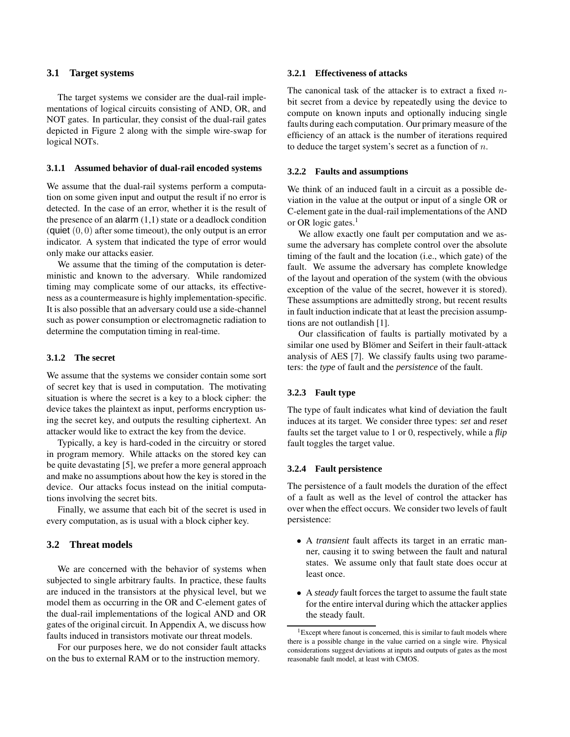## 3.1 Target systems

The target systems we consider are the dual-rail implementations of logical circuits consisting of AND, OR, and NOT gates. In particular, they consist of the dual-rail gates depicted in Figure 2 along with the simple wire-swap for logical NOTs.

### 3.1.1 Assumed behavior of dual-rail encoded systems

We assume that the dual-rail systems perform a computation on some given input and output the result if no error is detected. In the case of an error, whether it is the result of the presence of an alarm (1,1) state or a deadlock condition (quiet $(0, 0)$ after some timeout), the only output is an error indicator. A system that indicated the type of error would only make our attacks easier.

We assume that the timing of the computation is deterministic and known to the adversary. While randomized timing may complicate some of our attacks, its effectiveness as a countermeasure is highly implementation-specific. It is also possible that an adversary could use a side-channel such as power consumption or electromagnetic radiation to determine the computation timing in real-time.

### 3.1.2 The secret

We assume that the systems we consider contain some sort of secret key that is used in computation. The motivating situation is where the secret is a key to a block cipher: the device takes the plaintext as input, performs encryption using the secret key, and outputs the resulting ciphertext. An attacker would like to extract the key from the device.

Typically, a key is hard-coded in the circuitry or stored in program memory. While attacks on the stored key can be quite devastating [5], we prefer a more general approach and make no assumptions about how the key is stored in the device. Our attacks focus instead on the initial computations involving the secret bits.

Finally, we assume that each bit of the secret is used in every computation, as is usual with a block cipher key.

## 3.2 Threat models

We are concerned with the behavior of systems when subjected to single arbitrary faults. In practice, these faults are induced in the transistors at the physical level, but we model them as occurring in the OR and C-element gates of the dual-rail implementations of the logical AND and OR gates of the original circuit. In Appendix A, we discuss how faults induced in transistors motivate our threat models.

For our purposes here, we do not consider fault attacks on the bus to external RAM or to the instruction memory.

### 3.2.1 Effectiveness of attacks

The canonical task of the attacker is to extract a fixed $n$-bit secret from a device by repeatedly using the device to compute on known inputs and optionally inducing single faults during each computation. Our primary measure of the efficiency of an attack is the number of iterations required to deduce the target system's secret as a function of $n$.

### 3.2.2 Faults and assumptions

We think of an induced fault in a circuit as a possible deviation in the value at the output or input of a single OR or C-element gate in the dual-rail implementations of the AND or OR logic gates.[1]

We allow exactly one fault per computation and we assume the adversary has complete control over the absolute timing of the fault and the location (i.e., which gate) of the fault. We assume the adversary has complete knowledge of the layout and operation of the system (with the obvious exception of the value of the secret, however it is stored). These assumptions are admittedly strong, but recent results in fault induction indicate that at least the precision assumptions are not outlandish [1].

Our classification of faults is partially motivated by a similar one used by Blömer and Seifert in their fault-attack analysis of AES [7]. We classify faults using two parameters: the *type* of fault and the *persistence* of the fault.

### 3.2.3 Fault type

The type of fault indicates what kind of deviation the fault induces at its target. We consider three types: *set* and *reset* faults set the target value to 1 or 0, respectively, while a *flip* fault toggles the target value.

### 3.2.4 Fault persistence

The persistence of a fault models the duration of the effect of a fault as well as the level of control the attacker has over when the effect occurs. We consider two levels of fault persistence:

- A *transient* fault affects its target in an erratic manner, causing it to swing between the fault and natural states. We assume only that fault state does occur at least once.
- A *steady* fault forces the target to assume the fault state for the entire interval during which the attacker applies the steady fault.

[1] Except where fanout is concerned, this is similar to fault models where there is a possible change in the value carried on a single wire. Physical considerations suggest deviations at inputs and outputs of gates as the most reasonable fault model, at least with CMOS.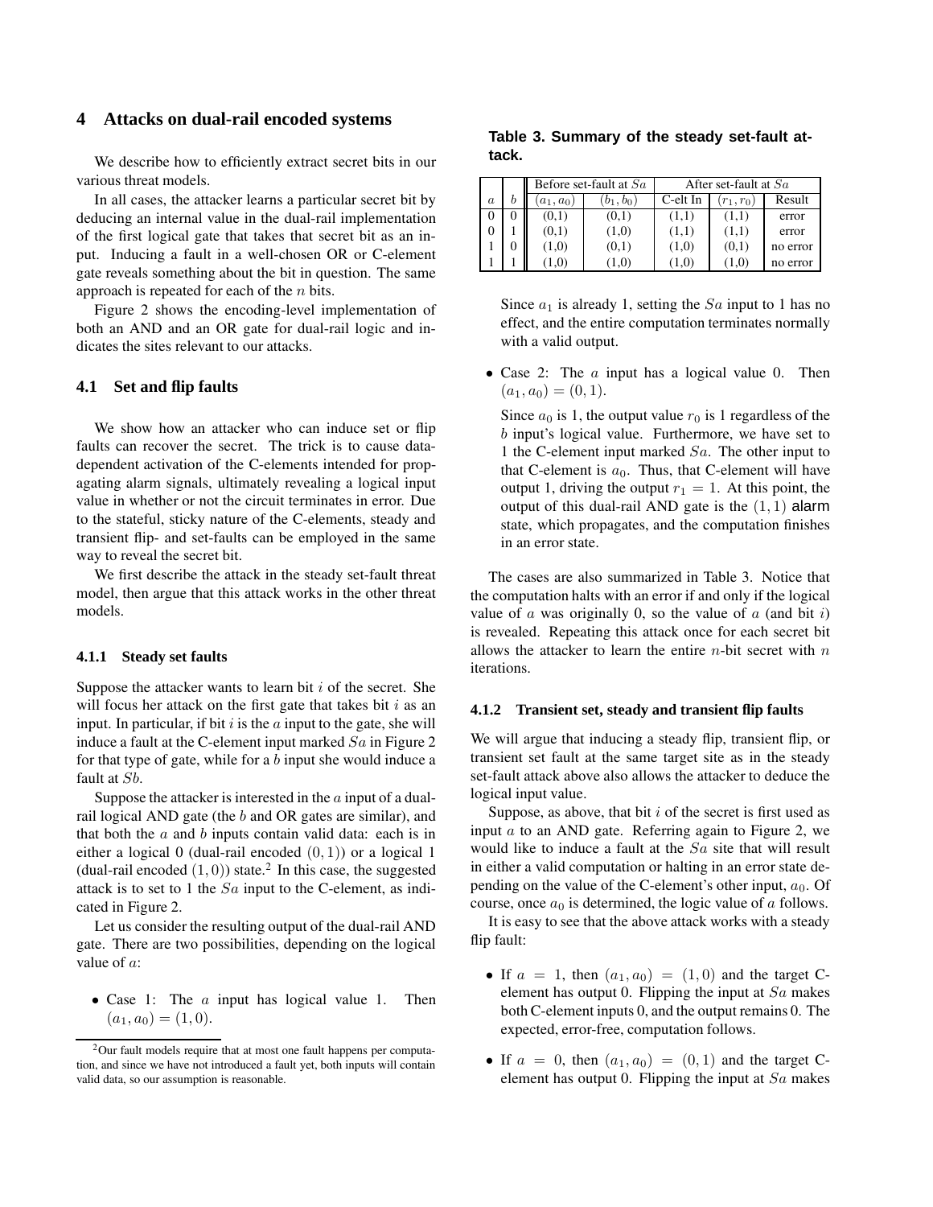## 4 Attacks on dual-rail encoded systems

We describe how to efficiently extract secret bits in our various threat models.

In all cases, the attacker learns a particular secret bit by deducing an internal value in the dual-rail implementation of the first logical gate that takes that secret bit as an input. Inducing a fault in a well-chosen OR or C-element gate reveals something about the bit in question. The same approach is repeated for each of the $n$ bits.

Figure 2 shows the encoding-level implementation of both an AND and an OR gate for dual-rail logic and indicates the sites relevant to our attacks.

### 4.1 Set and flip faults

We show how an attacker who can induce set or flip faults can recover the secret. The trick is to cause data-dependent activation of the C-elements intended for propagating alarm signals, ultimately revealing a logical input value in whether or not the circuit terminates in error. Due to the stateful, sticky nature of the C-elements, steady and transient flip- and set-faults can be employed in the same way to reveal the secret bit.

We first describe the attack in the steady set-fault threat model, then argue that this attack works in the other threat models.

#### 4.1.1 Steady set faults

Suppose the attacker wants to learn bit $i$ of the secret. She will focus her attack on the first gate that takes bit $i$ as an input. In particular, if bit $i$ is the $a$ input to the gate, she will induce a fault at the C-element input marked $Sa$ in Figure 2 for that type of gate, while for a $b$ input she would induce a fault at $Sb$.

Suppose the attacker is interested in the $a$ input of a dual-rail logical AND gate (the $b$ and OR gates are similar), and that both the $a$ and $b$ inputs contain valid data: each is in either a logical 0 (dual-rail encoded $(0, 1)$) or a logical 1 (dual-rail encoded $(1, 0)$) state.[2] In this case, the suggested attack is to set to 1 the $Sa$ input to the C-element, as indicated in Figure 2.

Let us consider the resulting output of the dual-rail AND gate. There are two possibilities, depending on the logical value of $a$:

- Case 1: The $a$ input has logical value 1. Then $(a_1, a_0) = (1, 0)$.

  Since $a_1$ is already 1, setting the $Sa$ input to 1 has no effect, and the entire computation terminates normally with a valid output.

- Case 2: The $a$ input has a logical value 0. Then $(a_1, a_0) = (0, 1)$.

  Since $a_0$ is 1, the output value $r_0$ is 1 regardless of the $b$ input's logical value. Furthermore, we have set to 1 the C-element input marked $Sa$. The other input to that C-element is $a_0$. Thus, that C-element will have output 1, driving the output $r_1 = 1$. At this point, the output of this dual-rail AND gate is the $(1, 1)$ alarm state, which propagates, and the computation finishes in an error state.

**Table 3. Summary of the steady set-fault attack.**

| $a$ | $b$ | Before set-fault at $Sa$ | | After set-fault at $Sa$ | | |
|---|---|---|---|---|---|---|
| | | $(a_1, a_0)$ | $(b_1, b_0)$ | C-elt In | $(r_1, r_0)$ | Result |
| 0 | 0 | (0,1) | (0,1) | (1,1) | (1,1) | error |
| 0 | 1 | (0,1) | (1,0) | (1,1) | (1,1) | error |
| 1 | 0 | (1,0) | (0,1) | (1,0) | (0,1) | no error |
| 1 | 1 | (1,0) | (1,0) | (1,0) | (1,0) | no error |

The cases are also summarized in Table 3. Notice that the computation halts with an error if and only if the logical value of $a$ was originally 0, so the value of $a$ (and bit $i$) is revealed. Repeating this attack once for each secret bit allows the attacker to learn the entire $n$-bit secret with $n$ iterations.

#### 4.1.2 Transient set, steady and transient flip faults

We will argue that inducing a steady flip, transient flip, or transient set fault at the same target site as in the steady set-fault attack above also allows the attacker to deduce the logical input value.

Suppose, as above, that bit $i$ of the secret is first used as input $a$ to an AND gate. Referring again to Figure 2, we would like to induce a fault at the $Sa$ site that will result in either a valid computation or halting in an error state depending on the value of the C-element's other input, $a_0$. Of course, once $a_0$ is determined, the logic value of $a$ follows.

It is easy to see that the above attack works with a steady flip fault:

- If $a = 1$, then $(a_1, a_0) = (1, 0)$ and the target C-element has output 0. Flipping the input at $Sa$ makes both C-element inputs 0, and the output remains 0. The expected, error-free, computation follows.

- If $a = 0$, then $(a_1, a_0) = (0, 1)$ and the target C-element has output 0. Flipping the input at $Sa$ makes

[2] Our fault models require that at most one fault happens per computation, and since we have not introduced a fault yet, both inputs will contain valid data, so our assumption is reasonable.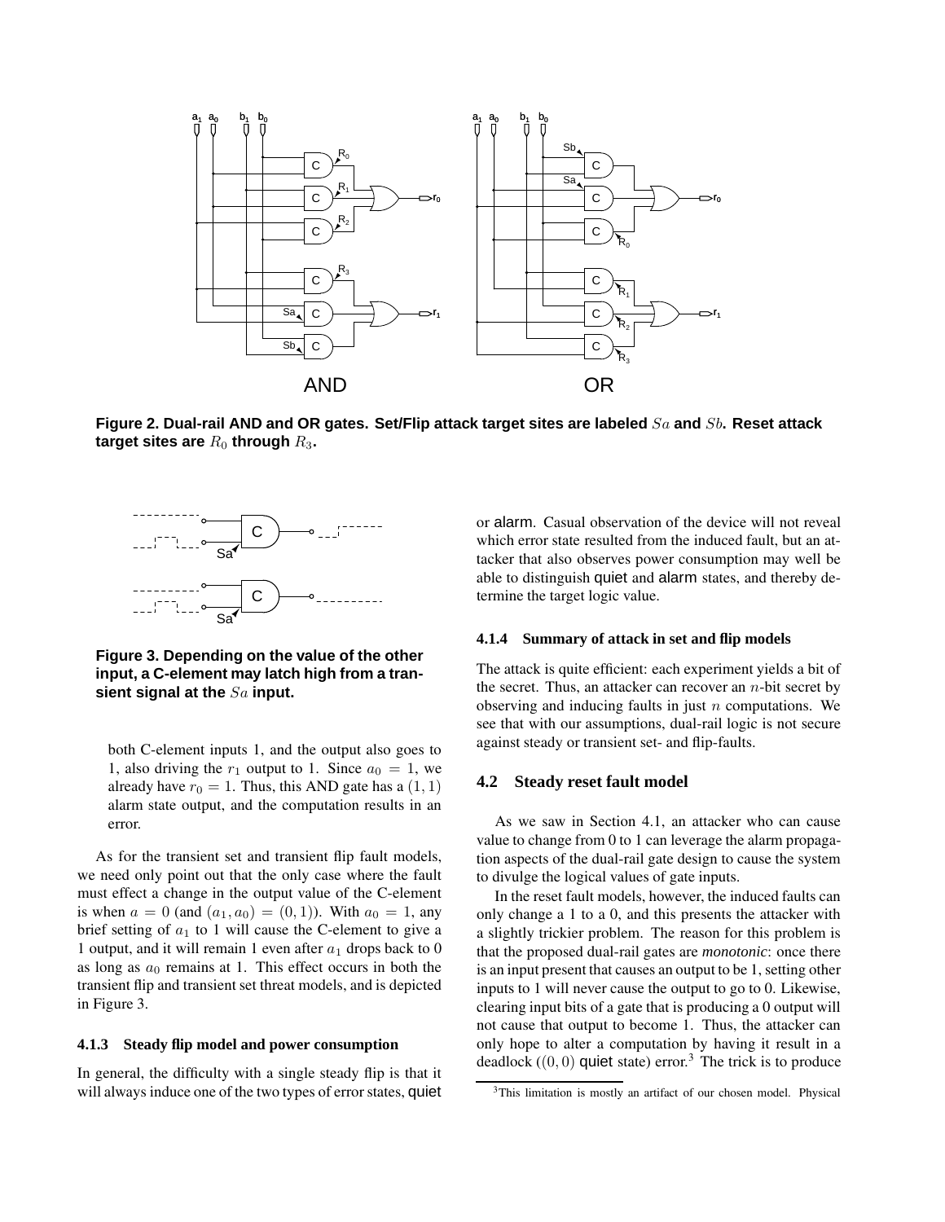Figure 2. Dual-rail AND and OR gates. Set/Flip attack target sites are labeled $Sa$ and $Sb$. Reset attack target sites are $R_0$ through $R_3$.

Figure 3. Depending on the value of the other input, a C-element may latch high from a transient signal at the $Sa$ input.

both C-element inputs 1, and the output also goes to 1, also driving the $r_1$ output to 1. Since $a_0 = 1$, we already have $r_0 = 1$. Thus, this AND gate has a $(1, 1)$ alarm state output, and the computation results in an error.

As for the transient set and transient flip fault models, we need only point out that the only case where the fault must effect a change in the output value of the C-element is when $a = 0$ (and $(a_1, a_0) = (0, 1)$). With $a_0 = 1$, any brief setting of $a_1$ to 1 will cause the C-element to give a 1 output, and it will remain 1 even after $a_1$ drops back to 0 as long as $a_0$ remains at 1. This effect occurs in both the transient flip and transient set threat models, and is depicted in Figure 3.

#### 4.1.3 Steady flip model and power consumption

In general, the difficulty with a single steady flip is that it will always induce one of the two types of error states, quiet or alarm. Casual observation of the device will not reveal which error state resulted from the induced fault, but an attacker that also observes power consumption may well be able to distinguish quiet and alarm states, and thereby determine the target logic value.

#### 4.1.4 Summary of attack in set and flip models

The attack is quite efficient: each experiment yields a bit of the secret. Thus, an attacker can recover an $n$-bit secret by observing and inducing faults in just $n$ computations. We see that with our assumptions, dual-rail logic is not secure against steady or transient set- and flip-faults.

### 4.2 Steady reset fault model

As we saw in Section 4.1, an attacker who can cause value to change from 0 to 1 can leverage the alarm propagation aspects of the dual-rail gate design to cause the system to divulge the logical values of gate inputs.

In the reset fault models, however, the induced faults can only change a 1 to a 0, and this presents the attacker with a slightly trickier problem. The reason for this problem is that the proposed dual-rail gates are *monotonic*: once there is an input present that causes an output to be 1, setting other inputs to 1 will never cause the output to go to 0. Likewise, clearing input bits of a gate that is producing a 0 output will not cause that output to become 1. Thus, the attacker can only hope to alter a computation by having it result in a deadlock ($(0, 0)$ quiet state) error.[3] The trick is to produce

[3] This limitation is mostly an artifact of our chosen model. Physical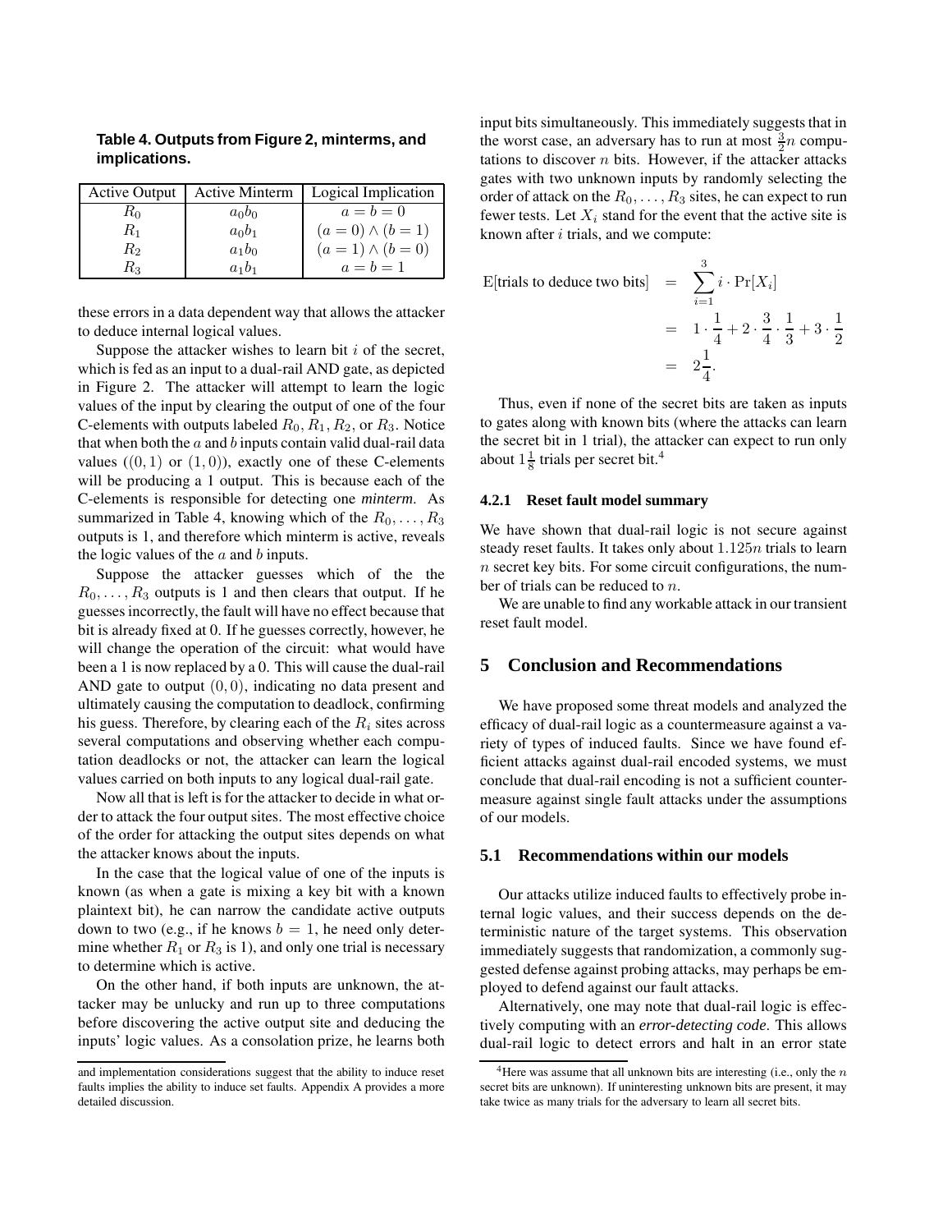**Table 4. Outputs from Figure 2, minterms, and implications.**

| Active Output | Active Minterm | Logical Implication |
|---|---|---|
| $R_0$ | $a_0 b_0$ | $a = b = 0$ |
| $R_1$ | $a_0 b_1$ | $(a = 0) \wedge (b = 1)$ |
| $R_2$ | $a_1 b_0$ | $(a = 1) \wedge (b = 0)$ |
| $R_3$ | $a_1 b_1$ | $a = b = 1$ |

these errors in a data dependent way that allows the attacker to deduce internal logical values.

Suppose the attacker wishes to learn bit $i$ of the secret, which is fed as an input to a dual-rail AND gate, as depicted in Figure 2. The attacker will attempt to learn the logic values of the input by clearing the output of one of the four C-elements with outputs labeled $R_0$, $R_1$, $R_2$, or $R_3$. Notice that when both the $a$ and $b$ inputs contain valid dual-rail data values ($(0, 1)$ or $(1, 0)$), exactly one of these C-elements will be producing a 1 output. This is because each of the C-elements is responsible for detecting one *minterm*. As summarized in Table 4, knowing which of the $R_0, \ldots, R_3$ outputs is 1, and therefore which minterm is active, reveals the logic values of the $a$ and $b$ inputs.

Suppose the attacker guesses which of the the $R_0, \ldots, R_3$ outputs is 1 and then clears that output. If he guesses incorrectly, the fault will have no effect because that bit is already fixed at 0. If he guesses correctly, however, he will change the operation of the circuit: what would have been a 1 is now replaced by a 0. This will cause the dual-rail AND gate to output $(0, 0)$, indicating no data present and ultimately causing the computation to deadlock, confirming his guess. Therefore, by clearing each of the $R_i$ sites across several computations and observing whether each computation deadlocks or not, the attacker can learn the logical values carried on both inputs to any logical dual-rail gate.

Now all that is left is for the attacker to decide in what order to attack the four output sites. The most effective choice of the order for attacking the output sites depends on what the attacker knows about the inputs.

In the case that the logical value of one of the inputs is known (as when a gate is mixing a key bit with a known plaintext bit), he can narrow the candidate active outputs down to two (e.g., if he knows $b = 1$, he need only determine whether $R_1$ or $R_3$ is 1), and only one trial is necessary to determine which is active.

On the other hand, if both inputs are unknown, the attacker may be unlucky and run up to three computations before discovering the active output site and deducing the inputs' logic values. As a consolation prize, he learns both input bits simultaneously. This immediately suggests that in the worst case, an adversary has to run at most $\frac{3}{2}n$ computations to discover $n$ bits. However, if the attacker attacks gates with two unknown inputs by randomly selecting the order of attack on the $R_0, \ldots, R_3$ sites, he can expect to run fewer tests. Let $X_i$ stand for the event that the active site is known after $i$ trials, and we compute:

$$
\begin{aligned}
\text{E[trials to deduce two bits]} &= \sum_{i=1}^{3} i \cdot \Pr[X_i] \\
&= 1 \cdot \frac{1}{4} + 2 \cdot \frac{3}{4} \cdot \frac{1}{3} + 3 \cdot \frac{1}{2} \\
&= 2\frac{1}{4}.
\end{aligned}
$$

Thus, even if none of the secret bits are taken as inputs to gates along with known bits (where the attacks can learn the secret bit in 1 trial), the attacker can expect to run only about $1\frac{1}{8}$ trials per secret bit.[4]

#### 4.2.1 Reset fault model summary

We have shown that dual-rail logic is not secure against steady reset faults. It takes only about $1.125n$ trials to learn $n$ secret key bits. For some circuit configurations, the number of trials can be reduced to $n$.

We are unable to find any workable attack in our transient reset fault model.

## 5 Conclusion and Recommendations

We have proposed some threat models and analyzed the efficacy of dual-rail logic as a countermeasure against a variety of types of induced faults. Since we have found efficient attacks against dual-rail encoded systems, we must conclude that dual-rail encoding is not a sufficient countermeasure against single fault attacks under the assumptions of our models.

### 5.1 Recommendations within our models

Our attacks utilize induced faults to effectively probe internal logic values, and their success depends on the deterministic nature of the target systems. This observation immediately suggests that randomization, a commonly suggested defense against probing attacks, may perhaps be employed to defend against our fault attacks.

Alternatively, one may note that dual-rail logic is effectively computing with an *error-detecting code*. This allows dual-rail logic to detect errors and halt in an error state

---

and implementation considerations suggest that the ability to induce reset faults implies the ability to induce set faults. Appendix A provides a more detailed discussion.

[4] Here was assume that all unknown bits are interesting (i.e., only the $n$ secret bits are unknown). If uninteresting unknown bits are present, it may take twice as many trials for the adversary to learn all secret bits.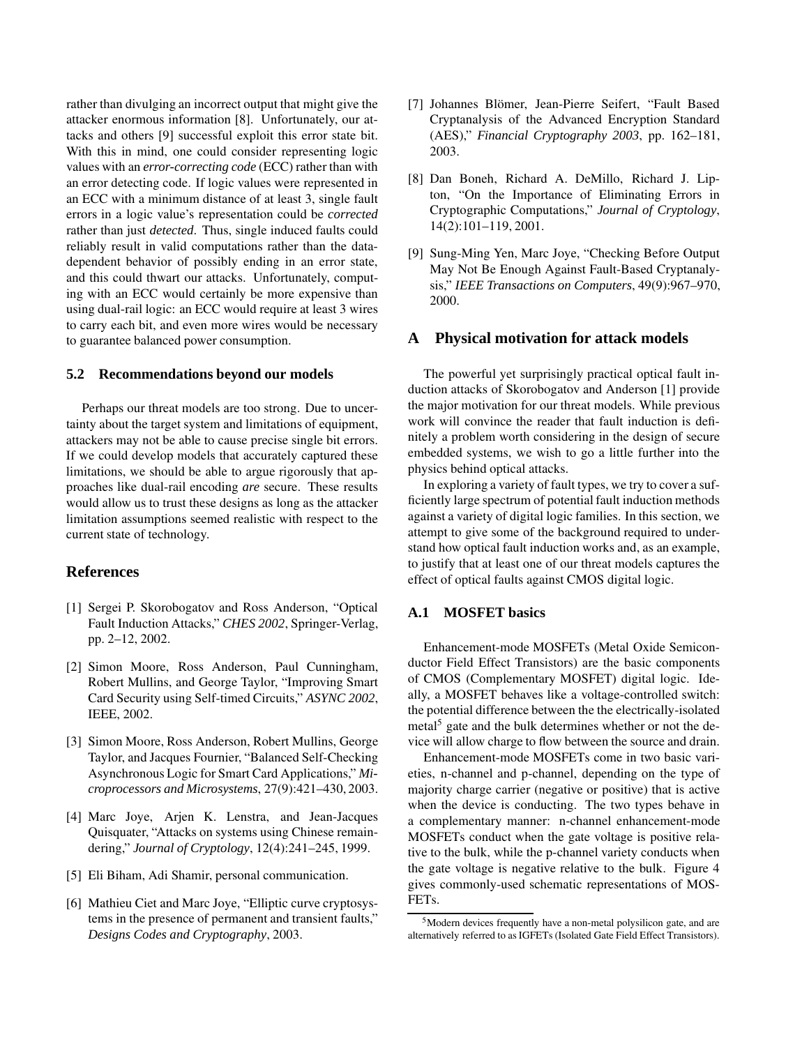rather than divulging an incorrect output that might give the attacker enormous information [8]. Unfortunately, our attacks and others [9] successful exploit this error state bit. With this in mind, one could consider representing logic values with an *error-correcting code* (ECC) rather than with an error detecting code. If logic values were represented in an ECC with a minimum distance of at least 3, single fault errors in a logic value's representation could be *corrected* rather than just *detected*. Thus, single induced faults could reliably result in valid computations rather than the data-dependent behavior of possibly ending in an error state, and this could thwart our attacks. Unfortunately, computing with an ECC would certainly be more expensive than using dual-rail logic: an ECC would require at least 3 wires to carry each bit, and even more wires would be necessary to guarantee balanced power consumption.

### 5.2 Recommendations beyond our models

Perhaps our threat models are too strong. Due to uncertainty about the target system and limitations of equipment, attackers may not be able to cause precise single bit errors. If we could develop models that accurately captured these limitations, we should be able to argue rigorously that approaches like dual-rail encoding *are* secure. These results would allow us to trust these designs as long as the attacker limitation assumptions seemed realistic with respect to the current state of technology.

## References

[1] Sergei P. Skorobogatov and Ross Anderson, "Optical Fault Induction Attacks," *CHES 2002*, Springer-Verlag, pp. 2–12, 2002.

[2] Simon Moore, Ross Anderson, Paul Cunningham, Robert Mullins, and George Taylor, "Improving Smart Card Security using Self-timed Circuits," *ASYNC 2002*, IEEE, 2002.

[3] Simon Moore, Ross Anderson, Robert Mullins, George Taylor, and Jacques Fournier, "Balanced Self-Checking Asynchronous Logic for Smart Card Applications," *Microprocessors and Microsystems*, 27(9):421–430, 2003.

[4] Marc Joye, Arjen K. Lenstra, and Jean-Jacques Quisquater, "Attacks on systems using Chinese remaindering," *Journal of Cryptology*, 12(4):241–245, 1999.

[5] Eli Biham, Adi Shamir, personal communication.

[6] Mathieu Ciet and Marc Joye, "Elliptic curve cryptosystems in the presence of permanent and transient faults," *Designs Codes and Cryptography*, 2003.

[7] Johannes Blömer, Jean-Pierre Seifert, "Fault Based Cryptanalysis of the Advanced Encryption Standard (AES)," *Financial Cryptography 2003*, pp. 162–181, 2003.

[8] Dan Boneh, Richard A. DeMillo, Richard J. Lipton, "On the Importance of Eliminating Errors in Cryptographic Computations," *Journal of Cryptology*, 14(2):101–119, 2001.

[9] Sung-Ming Yen, Marc Joye, "Checking Before Output May Not Be Enough Against Fault-Based Cryptanalysis," *IEEE Transactions on Computers*, 49(9):967–970, 2000.

## A Physical motivation for attack models

The powerful yet surprisingly practical optical fault induction attacks of Skorobogatov and Anderson [1] provide the major motivation for our threat models. While previous work will convince the reader that fault induction is definitely a problem worth considering in the design of secure embedded systems, we wish to go a little further into the physics behind optical attacks.

In exploring a variety of fault types, we try to cover a sufficiently large spectrum of potential fault induction methods against a variety of digital logic families. In this section, we attempt to give some of the background required to understand how optical fault induction works and, as an example, to justify that at least one of our threat models captures the effect of optical faults against CMOS digital logic.

### A.1 MOSFET basics

Enhancement-mode MOSFETs (Metal Oxide Semiconductor Field Effect Transistors) are the basic components of CMOS (Complementary MOSFET) digital logic. Ideally, a MOSFET behaves like a voltage-controlled switch: the potential difference between the the electrically-isolated metal[5] gate and the bulk determines whether or not the device will allow charge to flow between the source and drain.

Enhancement-mode MOSFETs come in two basic varieties, n-channel and p-channel, depending on the type of majority charge carrier (negative or positive) that is active when the device is conducting. The two types behave in a complementary manner: n-channel enhancement-mode MOSFETs conduct when the gate voltage is positive relative to the bulk, while the p-channel variety conducts when the gate voltage is negative relative to the bulk. Figure 4 gives commonly-used schematic representations of MOSFETs.

[5] Modern devices frequently have a non-metal polysilicon gate, and are alternatively referred to as IGFETs (Isolated Gate Field Effect Transistors).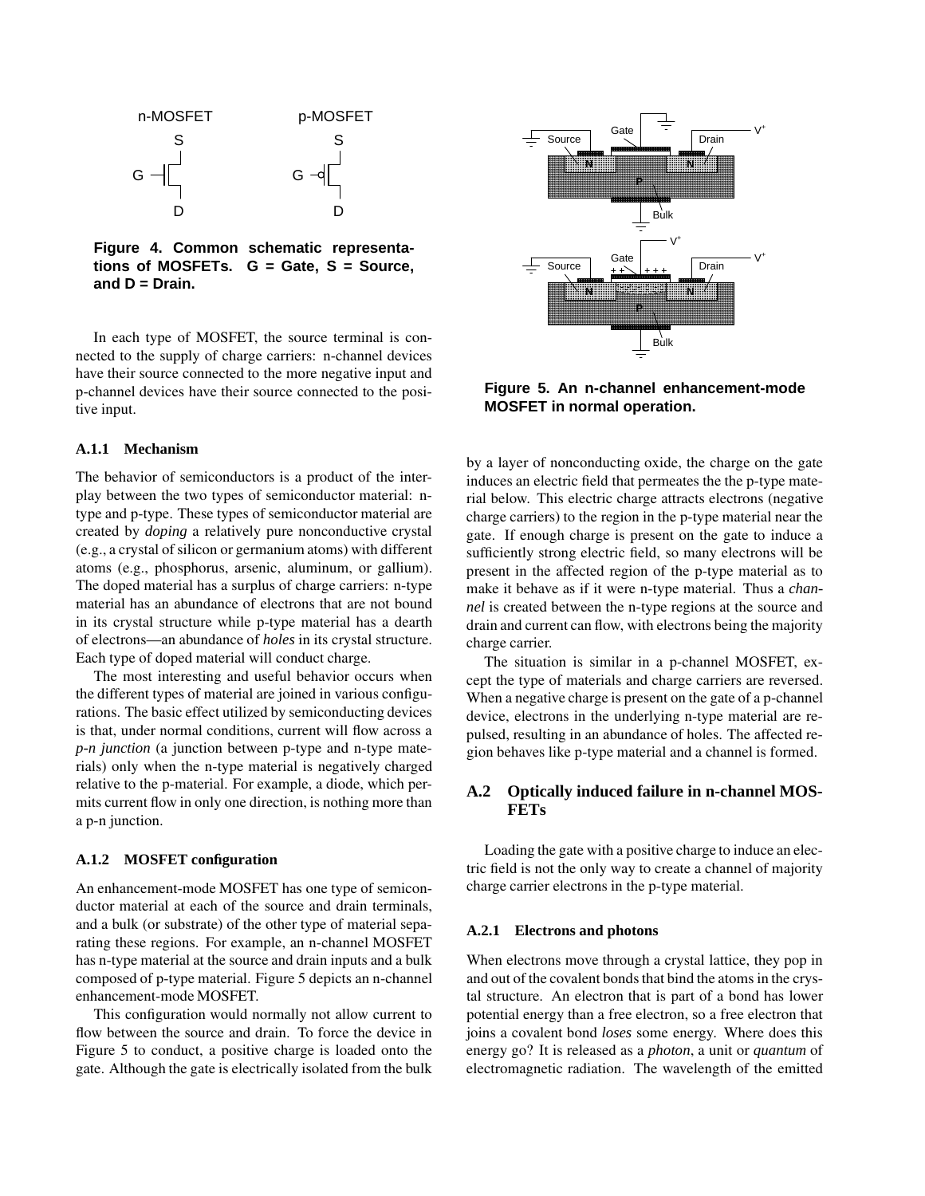n-MOSFET

p-MOSFET

S

G

D

S

G

D

**Figure 4. Common schematic representations of MOSFETs. G = Gate, S = Source, and D = Drain.**

In each type of MOSFET, the source terminal is connected to the supply of charge carriers: n-channel devices have their source connected to the more negative input and p-channel devices have their source connected to the positive input.

### A.1.1 Mechanism

The behavior of semiconductors is a product of the interplay between the two types of semiconductor material: n-type and p-type. These types of semiconductor material are created by *doping* a relatively pure nonconductive crystal (e.g., a crystal of silicon or germanium atoms) with different atoms (e.g., phosphorus, arsenic, aluminum, or gallium). The doped material has a surplus of charge carriers: n-type material has an abundance of electrons that are not bound in its crystal structure while p-type material has a dearth of electrons—an abundance of *holes* in its crystal structure. Each type of doped material will conduct charge.

The most interesting and useful behavior occurs when the different types of material are joined in various configurations. The basic effect utilized by semiconducting devices is that, under normal conditions, current will flow across a *p-n junction* (a junction between p-type and n-type materials) only when the n-type material is negatively charged relative to the p-material. For example, a diode, which permits current flow in only one direction, is nothing more than a p-n junction.

### A.1.2 MOSFET configuration

An enhancement-mode MOSFET has one type of semiconductor material at each of the source and drain terminals, and a bulk (or substrate) of the other type of material separating these regions. For example, an n-channel MOSFET has n-type material at the source and drain inputs and a bulk composed of p-type material. Figure 5 depicts an n-channel enhancement-mode MOSFET.

This configuration would normally not allow current to flow between the source and drain. To force the device in Figure 5 to conduct, a positive charge is loaded onto the gate. Although the gate is electrically isolated from the bulk by a layer of nonconducting oxide, the charge on the gate induces an electric field that permeates the the p-type material below. This electric charge attracts electrons (negative charge carriers) to the region in the p-type material near the gate. If enough charge is present on the gate to induce a sufficiently strong electric field, so many electrons will be present in the affected region of the p-type material as to make it behave as if it were n-type material. Thus a *channel* is created between the n-type regions at the source and drain and current can flow, with electrons being the majority charge carrier.

Gate

Source

Drain

$V^+$

N

N

P

Bulk

$V^+$

Gate

Source

Drain

$V^+$

+ +

+ + +

N

N

P

Bulk

**Figure 5. An n-channel enhancement-mode MOSFET in normal operation.**

The situation is similar in a p-channel MOSFET, except the type of materials and charge carriers are reversed. When a negative charge is present on the gate of a p-channel device, electrons in the underlying n-type material are repulsed, resulting in an abundance of holes. The affected region behaves like p-type material and a channel is formed.

## A.2 Optically induced failure in n-channel MOSFETs

Loading the gate with a positive charge to induce an electric field is not the only way to create a channel of majority charge carrier electrons in the p-type material.

### A.2.1 Electrons and photons

When electrons move through a crystal lattice, they pop in and out of the covalent bonds that bind the atoms in the crystal structure. An electron that is part of a bond has lower potential energy than a free electron, so a free electron that joins a covalent bond *loses* some energy. Where does this energy go? It is released as a *photon*, a unit or *quantum* of electromagnetic radiation. The wavelength of the emitted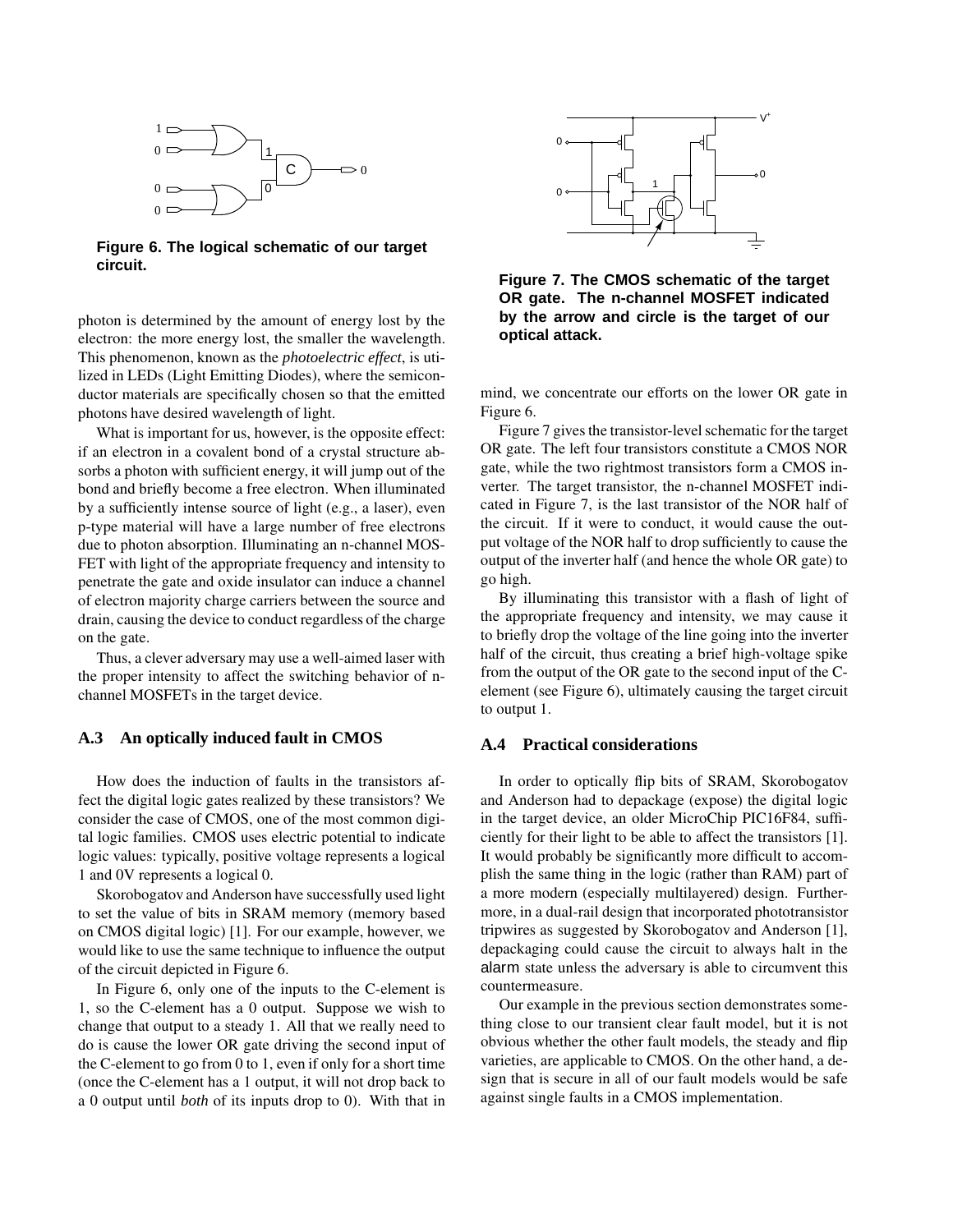1
0
1
C
0
0
0
0
0

**Figure 6. The logical schematic of our target circuit.**

photon is determined by the amount of energy lost by the electron: the more energy lost, the smaller the wavelength. This phenomenon, known as the *photoelectric effect*, is utilized in LEDs (Light Emitting Diodes), where the semiconductor materials are specifically chosen so that the emitted photons have desired wavelength of light.

What is important for us, however, is the opposite effect: if an electron in a covalent bond of a crystal structure absorbs a photon with sufficient energy, it will jump out of the bond and briefly become a free electron. When illuminated by a sufficiently intense source of light (e.g., a laser), even p-type material will have a large number of free electrons due to photon absorption. Illuminating an n-channel MOSFET with light of the appropriate frequency and intensity to penetrate the gate and oxide insulator can induce a channel of electron majority charge carriers between the source and drain, causing the device to conduct regardless of the charge on the gate.

Thus, a clever adversary may use a well-aimed laser with the proper intensity to affect the switching behavior of n-channel MOSFETs in the target device.

### A.3 An optically induced fault in CMOS

How does the induction of faults in the transistors affect the digital logic gates realized by these transistors? We consider the case of CMOS, one of the most common digital logic families. CMOS uses electric potential to indicate logic values: typically, positive voltage represents a logical 1 and 0V represents a logical 0.

Skorobogatov and Anderson have successfully used light to set the value of bits in SRAM memory (memory based on CMOS digital logic) [1]. For our example, however, we would like to use the same technique to influence the output of the circuit depicted in Figure 6.

In Figure 6, only one of the inputs to the C-element is 1, so the C-element has a 0 output. Suppose we wish to change that output to a steady 1. All that we really need to do is cause the lower OR gate driving the second input of the C-element to go from 0 to 1, even if only for a short time (once the C-element has a 1 output, it will not drop back to a 0 output until *both* of its inputs drop to 0). With that in mind, we concentrate our efforts on the lower OR gate in Figure 6.

$V^+$
0
0
0
1

**Figure 7. The CMOS schematic of the target OR gate. The n-channel MOSFET indicated by the arrow and circle is the target of our optical attack.**

Figure 7 gives the transistor-level schematic for the target OR gate. The left four transistors constitute a CMOS NOR gate, while the two rightmost transistors form a CMOS inverter. The target transistor, the n-channel MOSFET indicated in Figure 7, is the last transistor of the NOR half of the circuit. If it were to conduct, it would cause the output voltage of the NOR half to drop sufficiently to cause the output of the inverter half (and hence the whole OR gate) to go high.

By illuminating this transistor with a flash of light of the appropriate frequency and intensity, we may cause it to briefly drop the voltage of the line going into the inverter half of the circuit, thus creating a brief high-voltage spike from the output of the OR gate to the second input of the C-element (see Figure 6), ultimately causing the target circuit to output 1.

### A.4 Practical considerations

In order to optically flip bits of SRAM, Skorobogatov and Anderson had to depackage (expose) the digital logic in the target device, an older MicroChip PIC16F84, sufficiently for their light to be able to affect the transistors [1]. It would probably be significantly more difficult to accomplish the same thing in the logic (rather than RAM) part of a more modern (especially multilayered) design. Furthermore, in a dual-rail design that incorporated phototransistor tripwires as suggested by Skorobogatov and Anderson [1], depackaging could cause the circuit to always halt in the alarm state unless the adversary is able to circumvent this countermeasure.

Our example in the previous section demonstrates something close to our transient clear fault model, but it is not obvious whether the other fault models, the steady and flip varieties, are applicable to CMOS. On the other hand, a design that is secure in all of our fault models would be safe against single faults in a CMOS implementation.